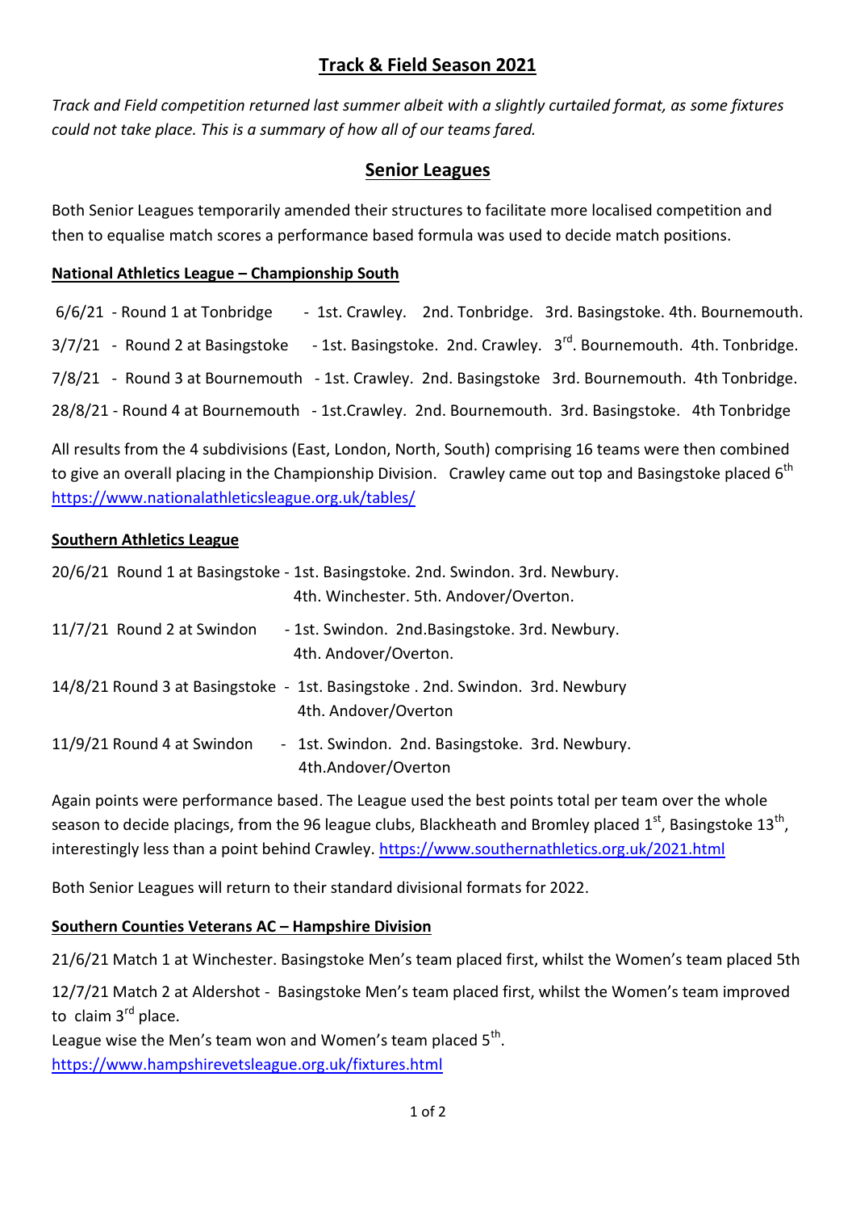# Track & Field Season 2021

*Track and Field competition returned last summer albeit with a slightly curtailed format, as some fixtures could not take place. This is a summary of how all of our teams fared.*

## Senior Leagues

Both Senior Leagues temporarily amended their structures to facilitate more localised competition and then to equalise match scores a performance based formula was used to decide match positions.

### National Athletics League – Championship South

6/6/21 - Round 1 at Tonbridge - 1st. Crawley. 2nd. Tonbridge. 3rd. Basingstoke. 4th. Bournemouth.

3/7/21 - Round 2 at Basingstoke - 1st. Basingstoke. 2nd. Crawley. 3rd. Bournemouth. 4th. Tonbridge.

7/8/21 - Round 3 at Bournemouth - 1st. Crawley. 2nd. Basingstoke 3rd. Bournemouth. 4th Tonbridge.

28/8/21 - Round 4 at Bournemouth - 1st.Crawley. 2nd. Bournemouth. 3rd. Basingstoke. 4th Tonbridge

All results from the 4 subdivisions (East, London, North, South) comprising 16 teams were then combined to give an overall placing in the Championship Division. Crawley came out top and Basingstoke placed 6th
https://www.nationalathleticsleague.org.uk/tables/

### Southern Athletics League

20/6/21 Round 1 at Basingstoke - 1st. Basingstoke. 2nd. Swindon. 3rd. Newbury. 4th. Winchester. 5th. Andover/Overton.

11/7/21 Round 2 at Swindon - 1st. Swindon. 2nd.Basingstoke. 3rd. Newbury. 4th. Andover/Overton.

14/8/21 Round 3 at Basingstoke - 1st. Basingstoke . 2nd. Swindon. 3rd. Newbury 4th. Andover/Overton

11/9/21 Round 4 at Swindon - 1st. Swindon. 2nd. Basingstoke. 3rd. Newbury. 4th.Andover/Overton

Again points were performance based. The League used the best points total per team over the whole season to decide placings, from the 96 league clubs, Blackheath and Bromley placed 1st, Basingstoke 13th, interestingly less than a point behind Crawley. https://www.southernathletics.org.uk/2021.html

Both Senior Leagues will return to their standard divisional formats for 2022.

### Southern Counties Veterans AC – Hampshire Division

21/6/21 Match 1 at Winchester. Basingstoke Men's team placed first, whilst the Women's team placed 5th

12/7/21 Match 2 at Aldershot - Basingstoke Men's team placed first, whilst the Women's team improved to claim 3rd place.
League wise the Men's team won and Women's team placed 5th.
https://www.hampshirevetsleague.org.uk/fixtures.html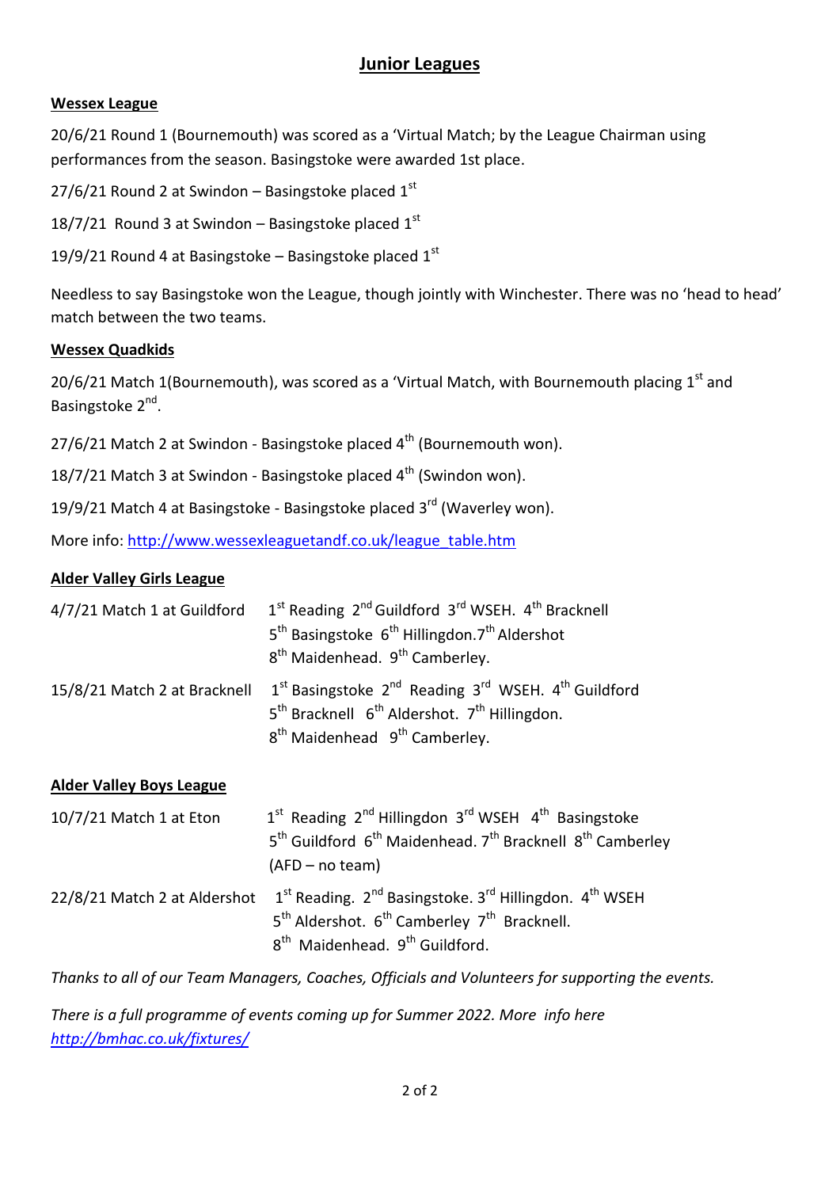## Junior Leagues

### Wessex League

20/6/21 Round 1 (Bournemouth) was scored as a 'Virtual Match; by the League Chairman using performances from the season. Basingstoke were awarded 1st place.

27/6/21 Round 2 at Swindon – Basingstoke placed 1st

18/7/21 Round 3 at Swindon – Basingstoke placed 1st

19/9/21 Round 4 at Basingstoke – Basingstoke placed 1st

Needless to say Basingstoke won the League, though jointly with Winchester. There was no 'head to head' match between the two teams.

### Wessex Quadkids

20/6/21 Match 1(Bournemouth), was scored as a 'Virtual Match, with Bournemouth placing 1st and Basingstoke 2nd.

27/6/21 Match 2 at Swindon - Basingstoke placed 4th (Bournemouth won).

18/7/21 Match 3 at Swindon - Basingstoke placed 4th (Swindon won).

19/9/21 Match 4 at Basingstoke - Basingstoke placed 3rd (Waverley won).

More info: [http://www.wessexleaguetandf.co.uk/league_table.htm](http://www.wessexleaguetandf.co.uk/league_table.htm)

### Alder Valley Girls League

4/7/21 Match 1 at Guildford — 1st Reading 2nd Guildford 3rd WSEH. 4th Bracknell 5th Basingstoke 6th Hillingdon. 7th Aldershot 8th Maidenhead. 9th Camberley.

15/8/21 Match 2 at Bracknell — 1st Basingstoke 2nd Reading 3rd WSEH. 4th Guildford 5th Bracknell 6th Aldershot. 7th Hillingdon. 8th Maidenhead 9th Camberley.

### Alder Valley Boys League

10/7/21 Match 1 at Eton — 1st Reading 2nd Hillingdon 3rd WSEH 4th Basingstoke 5th Guildford 6th Maidenhead. 7th Bracknell 8th Camberley (AFD – no team)

22/8/21 Match 2 at Aldershot — 1st Reading. 2nd Basingstoke. 3rd Hillingdon. 4th WSEH 5th Aldershot. 6th Camberley 7th Bracknell. 8th Maidenhead. 9th Guildford.

*Thanks to all of our Team Managers, Coaches, Officials and Volunteers for supporting the events.*

*There is a full programme of events coming up for Summer 2022. More info here [http://bmhac.co.uk/fixtures/](http://bmhac.co.uk/fixtures/)*